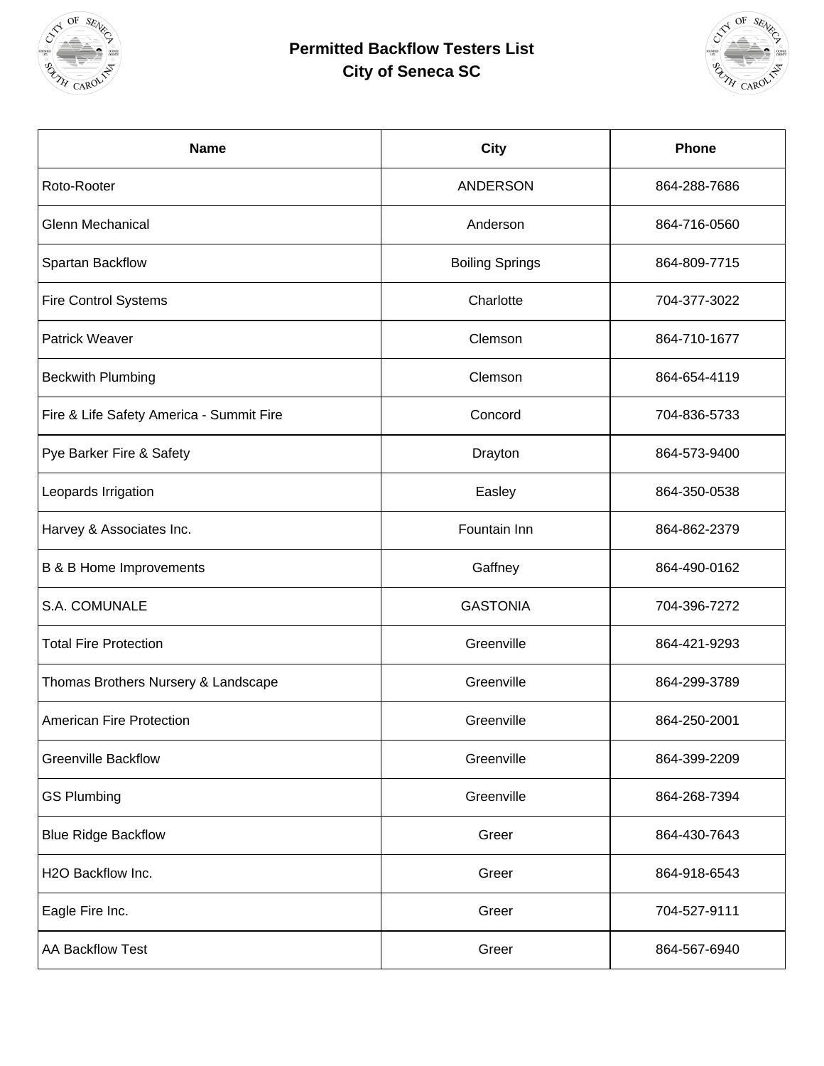# Permitted Backflow Testers List
## City of Seneca SC

| Name | City | Phone |
|---|---|---|
| Roto-Rooter | ANDERSON | 864-288-7686 |
| Glenn Mechanical | Anderson | 864-716-0560 |
| Spartan Backflow | Boiling Springs | 864-809-7715 |
| Fire Control Systems | Charlotte | 704-377-3022 |
| Patrick Weaver | Clemson | 864-710-1677 |
| Beckwith Plumbing | Clemson | 864-654-4119 |
| Fire & Life Safety America - Summit Fire | Concord | 704-836-5733 |
| Pye Barker Fire & Safety | Drayton | 864-573-9400 |
| Leopards Irrigation | Easley | 864-350-0538 |
| Harvey & Associates Inc. | Fountain Inn | 864-862-2379 |
| B & B Home Improvements | Gaffney | 864-490-0162 |
| S.A. COMUNALE | GASTONIA | 704-396-7272 |
| Total Fire Protection | Greenville | 864-421-9293 |
| Thomas Brothers Nursery & Landscape | Greenville | 864-299-3789 |
| American Fire Protection | Greenville | 864-250-2001 |
| Greenville Backflow | Greenville | 864-399-2209 |
| GS Plumbing | Greenville | 864-268-7394 |
| Blue Ridge Backflow | Greer | 864-430-7643 |
| H2O Backflow Inc. | Greer | 864-918-6543 |
| Eagle Fire Inc. | Greer | 704-527-9111 |
| AA Backflow Test | Greer | 864-567-6940 |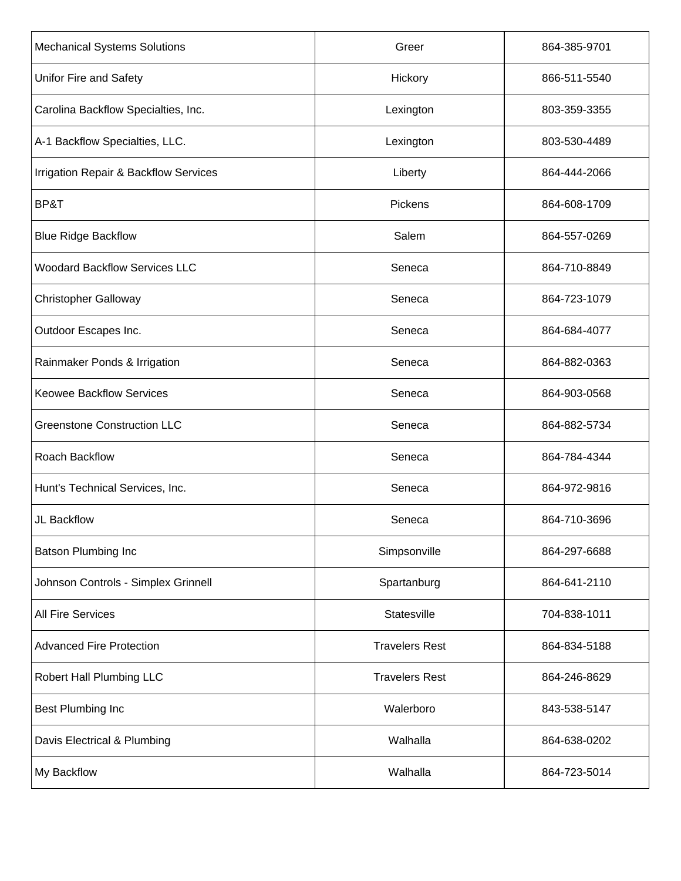| | | |
|---|---|---|
| Mechanical Systems Solutions | Greer | 864-385-9701 |
| Unifor Fire and Safety | Hickory | 866-511-5540 |
| Carolina Backflow Specialties, Inc. | Lexington | 803-359-3355 |
| A-1 Backflow Specialties, LLC. | Lexington | 803-530-4489 |
| Irrigation Repair & Backflow Services | Liberty | 864-444-2066 |
| BP&T | Pickens | 864-608-1709 |
| Blue Ridge Backflow | Salem | 864-557-0269 |
| Woodard Backflow Services LLC | Seneca | 864-710-8849 |
| Christopher Galloway | Seneca | 864-723-1079 |
| Outdoor Escapes Inc. | Seneca | 864-684-4077 |
| Rainmaker Ponds & Irrigation | Seneca | 864-882-0363 |
| Keowee Backflow Services | Seneca | 864-903-0568 |
| Greenstone Construction LLC | Seneca | 864-882-5734 |
| Roach Backflow | Seneca | 864-784-4344 |
| Hunt's Technical Services, Inc. | Seneca | 864-972-9816 |
| JL Backflow | Seneca | 864-710-3696 |
| Batson Plumbing Inc | Simpsonville | 864-297-6688 |
| Johnson Controls - Simplex Grinnell | Spartanburg | 864-641-2110 |
| All Fire Services | Statesville | 704-838-1011 |
| Advanced Fire Protection | Travelers Rest | 864-834-5188 |
| Robert Hall Plumbing LLC | Travelers Rest | 864-246-8629 |
| Best Plumbing Inc | Walerboro | 843-538-5147 |
| Davis Electrical & Plumbing | Walhalla | 864-638-0202 |
| My Backflow | Walhalla | 864-723-5014 |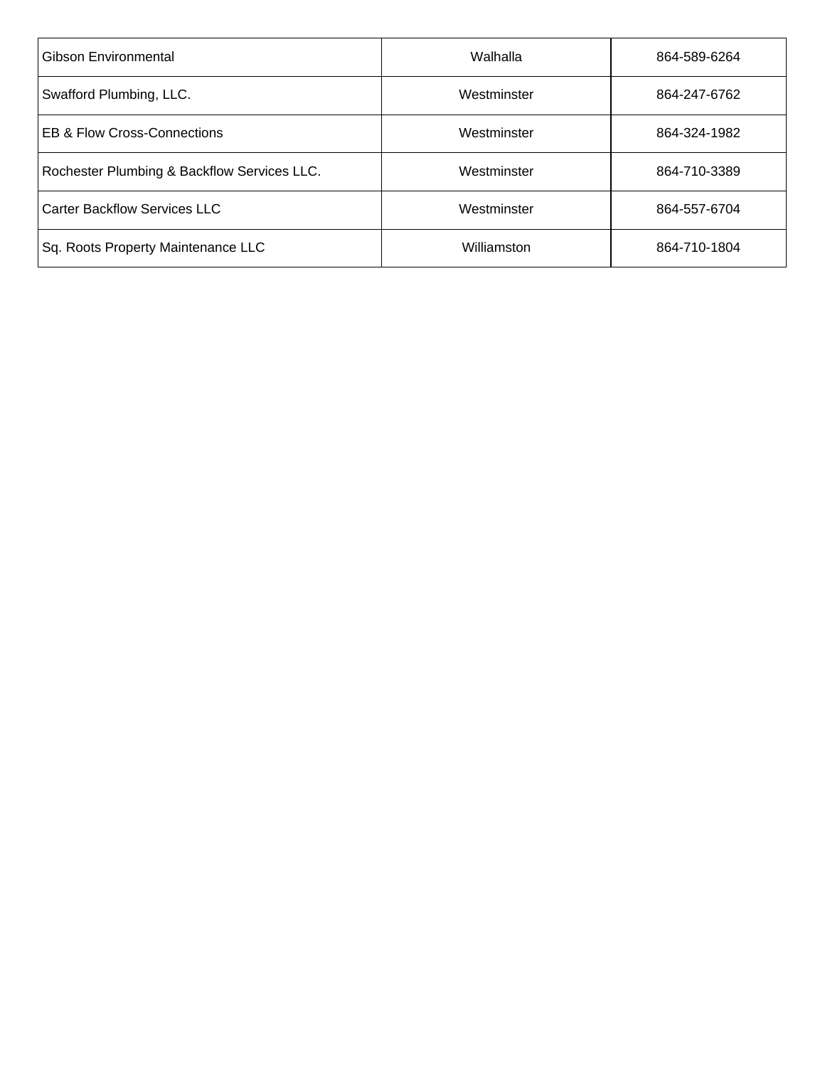| | | |
|---|---|---|
| Gibson Environmental | Walhalla | 864-589-6264 |
| Swafford Plumbing, LLC. | Westminster | 864-247-6762 |
| EB & Flow Cross-Connections | Westminster | 864-324-1982 |
| Rochester Plumbing & Backflow Services LLC. | Westminster | 864-710-3389 |
| Carter Backflow Services LLC | Westminster | 864-557-6704 |
| Sq. Roots Property Maintenance LLC | Williamston | 864-710-1804 |